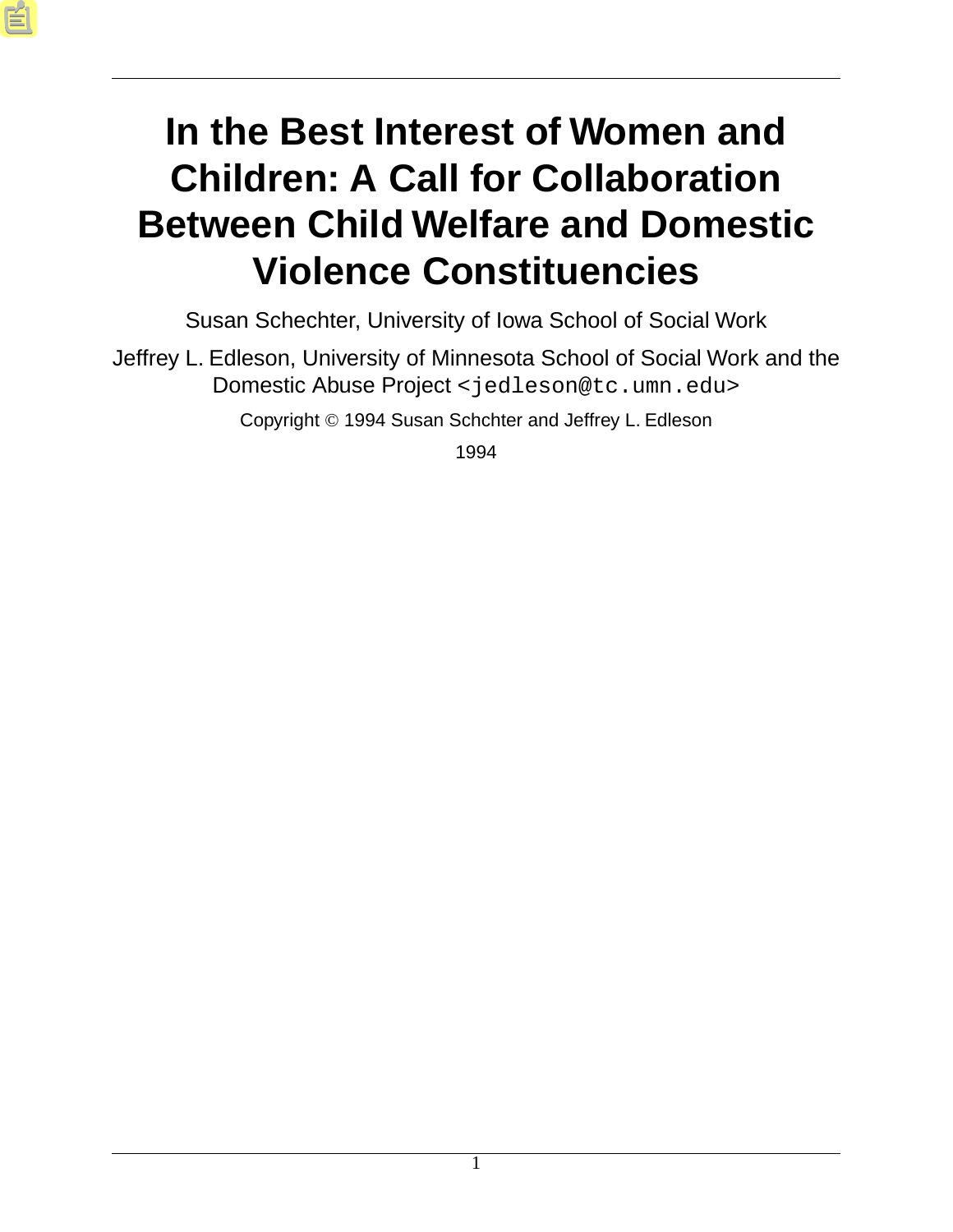# In the Best Interest of Women and Children: A Call for Collaboration Between Child Welfare and Domestic Violence Constituencies

Susan Schechter, University of Iowa School of Social Work

Jeffrey L. Edleson, University of Minnesota School of Social Work and the Domestic Abuse Project <jedleson@tc.umn.edu>

Copyright © 1994 Susan Schchter and Jeffrey L. Edleson

1994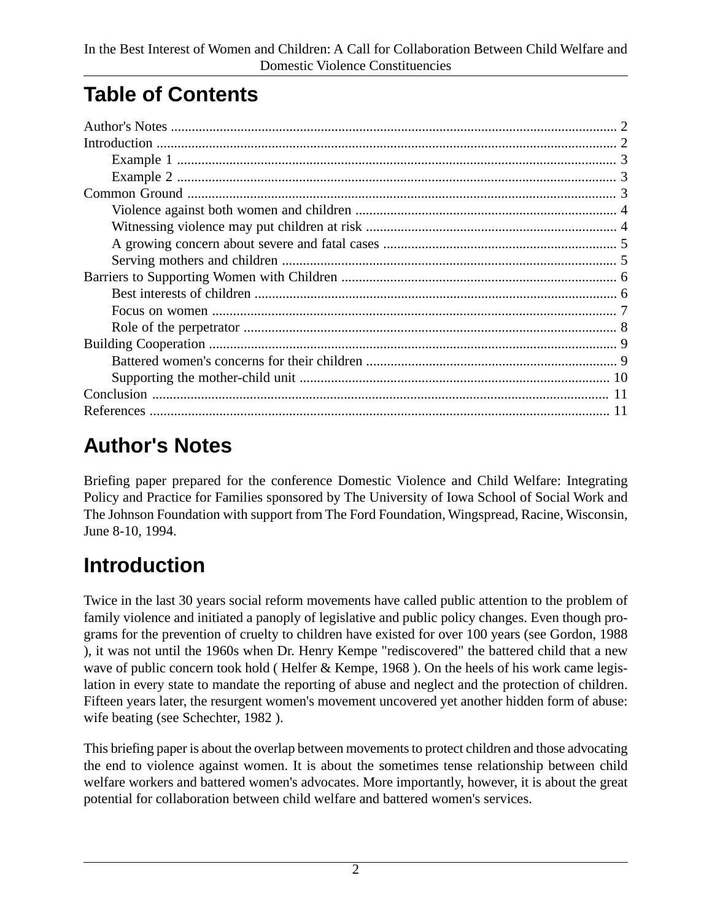# Table of Contents

Author's Notes ............................................................................................................................. 2
Introduction .................................................................................................................................. 2
    Example 1 ............................................................................................................................. 3
    Example 2 ............................................................................................................................. 3
Common Ground .......................................................................................................................... 3
    Violence against both women and children ........................................................................... 4
    Witnessing violence may put children at risk ........................................................................ 4
    A growing concern about severe and fatal cases ................................................................... 5
    Serving mothers and children ............................................................................................... 5
Barriers to Supporting Women with Children .............................................................................. 6
    Best interests of children ....................................................................................................... 6
    Focus on women ................................................................................................................... 7
    Role of the perpetrator .......................................................................................................... 8
Building Cooperation ................................................................................................................... 9
    Battered women's concerns for their children ....................................................................... 9
    Supporting the mother-child unit ......................................................................................... 10
Conclusion ................................................................................................................................. 11
References .................................................................................................................................. 11

# Author's Notes

Briefing paper prepared for the conference Domestic Violence and Child Welfare: Integrating Policy and Practice for Families sponsored by The University of Iowa School of Social Work and The Johnson Foundation with support from The Ford Foundation, Wingspread, Racine, Wisconsin, June 8-10, 1994.

# Introduction

Twice in the last 30 years social reform movements have called public attention to the problem of family violence and initiated a panoply of legislative and public policy changes. Even though programs for the prevention of cruelty to children have existed for over 100 years (see Gordon, 1988 ), it was not until the 1960s when Dr. Henry Kempe "rediscovered" the battered child that a new wave of public concern took hold ( Helfer & Kempe, 1968 ). On the heels of his work came legislation in every state to mandate the reporting of abuse and neglect and the protection of children. Fifteen years later, the resurgent women's movement uncovered yet another hidden form of abuse: wife beating (see Schechter, 1982 ).

This briefing paper is about the overlap between movements to protect children and those advocating the end to violence against women. It is about the sometimes tense relationship between child welfare workers and battered women's advocates. More importantly, however, it is about the great potential for collaboration between child welfare and battered women's services.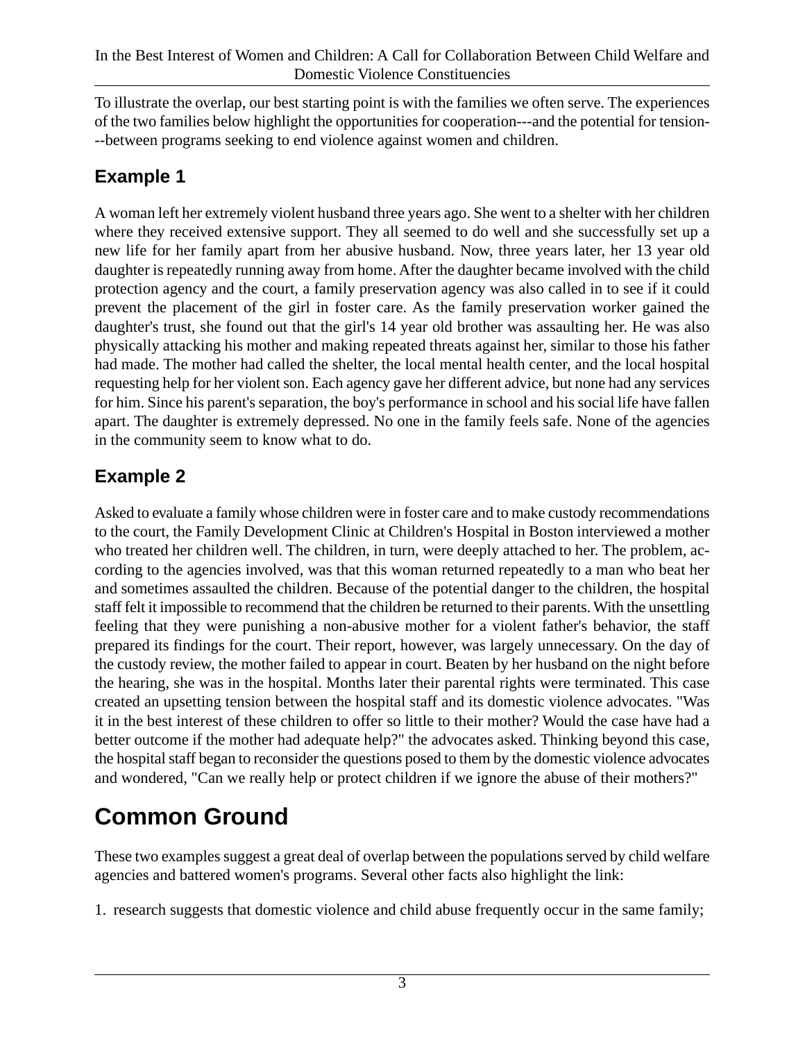To illustrate the overlap, our best starting point is with the families we often serve. The experiences of the two families below highlight the opportunities for cooperation---and the potential for tension---between programs seeking to end violence against women and children.

### Example 1

A woman left her extremely violent husband three years ago. She went to a shelter with her children where they received extensive support. They all seemed to do well and she successfully set up a new life for her family apart from her abusive husband. Now, three years later, her 13 year old daughter is repeatedly running away from home. After the daughter became involved with the child protection agency and the court, a family preservation agency was also called in to see if it could prevent the placement of the girl in foster care. As the family preservation worker gained the daughter's trust, she found out that the girl's 14 year old brother was assaulting her. He was also physically attacking his mother and making repeated threats against her, similar to those his father had made. The mother had called the shelter, the local mental health center, and the local hospital requesting help for her violent son. Each agency gave her different advice, but none had any services for him. Since his parent's separation, the boy's performance in school and his social life have fallen apart. The daughter is extremely depressed. No one in the family feels safe. None of the agencies in the community seem to know what to do.

### Example 2

Asked to evaluate a family whose children were in foster care and to make custody recommendations to the court, the Family Development Clinic at Children's Hospital in Boston interviewed a mother who treated her children well. The children, in turn, were deeply attached to her. The problem, according to the agencies involved, was that this woman returned repeatedly to a man who beat her and sometimes assaulted the children. Because of the potential danger to the children, the hospital staff felt it impossible to recommend that the children be returned to their parents. With the unsettling feeling that they were punishing a non-abusive mother for a violent father's behavior, the staff prepared its findings for the court. Their report, however, was largely unnecessary. On the day of the custody review, the mother failed to appear in court. Beaten by her husband on the night before the hearing, she was in the hospital. Months later their parental rights were terminated. This case created an upsetting tension between the hospital staff and its domestic violence advocates. "Was it in the best interest of these children to offer so little to their mother? Would the case have had a better outcome if the mother had adequate help?" the advocates asked. Thinking beyond this case, the hospital staff began to reconsider the questions posed to them by the domestic violence advocates and wondered, "Can we really help or protect children if we ignore the abuse of their mothers?"

## Common Ground

These two examples suggest a great deal of overlap between the populations served by child welfare agencies and battered women's programs. Several other facts also highlight the link:

1. research suggests that domestic violence and child abuse frequently occur in the same family;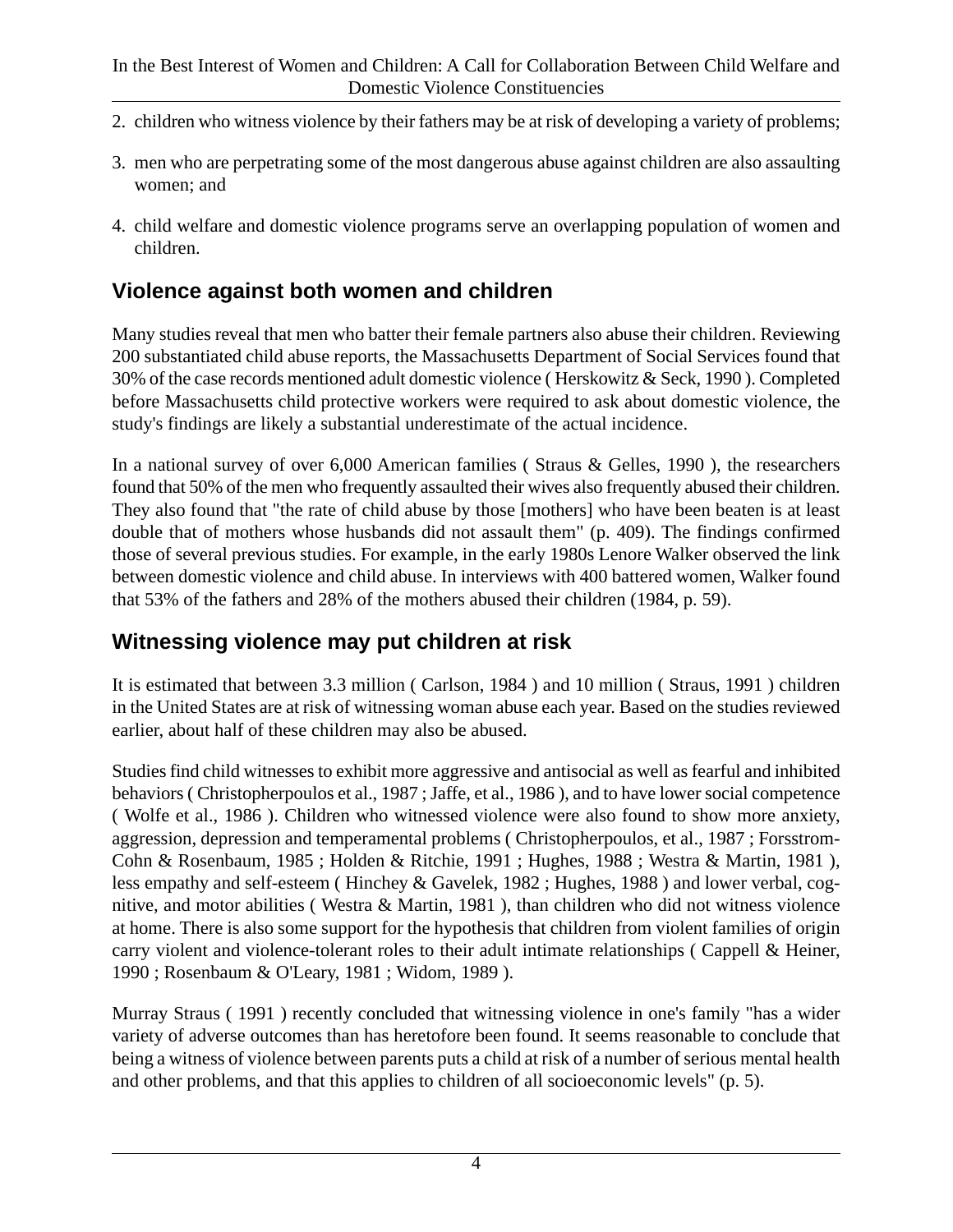2. children who witness violence by their fathers may be at risk of developing a variety of problems;
3. men who are perpetrating some of the most dangerous abuse against children are also assaulting women; and
4. child welfare and domestic violence programs serve an overlapping population of women and children.

## Violence against both women and children

Many studies reveal that men who batter their female partners also abuse their children. Reviewing 200 substantiated child abuse reports, the Massachusetts Department of Social Services found that 30% of the case records mentioned adult domestic violence ( Herskowitz & Seck, 1990 ). Completed before Massachusetts child protective workers were required to ask about domestic violence, the study's findings are likely a substantial underestimate of the actual incidence.

In a national survey of over 6,000 American families ( Straus & Gelles, 1990 ), the researchers found that 50% of the men who frequently assaulted their wives also frequently abused their children. They also found that "the rate of child abuse by those [mothers] who have been beaten is at least double that of mothers whose husbands did not assault them" (p. 409). The findings confirmed those of several previous studies. For example, in the early 1980s Lenore Walker observed the link between domestic violence and child abuse. In interviews with 400 battered women, Walker found that 53% of the fathers and 28% of the mothers abused their children (1984, p. 59).

## Witnessing violence may put children at risk

It is estimated that between 3.3 million ( Carlson, 1984 ) and 10 million ( Straus, 1991 ) children in the United States are at risk of witnessing woman abuse each year. Based on the studies reviewed earlier, about half of these children may also be abused.

Studies find child witnesses to exhibit more aggressive and antisocial as well as fearful and inhibited behaviors ( Christopherpoulos et al., 1987 ; Jaffe, et al., 1986 ), and to have lower social competence ( Wolfe et al., 1986 ). Children who witnessed violence were also found to show more anxiety, aggression, depression and temperamental problems ( Christopherpoulos, et al., 1987 ; Forsstrom-Cohn & Rosenbaum, 1985 ; Holden & Ritchie, 1991 ; Hughes, 1988 ; Westra & Martin, 1981 ), less empathy and self-esteem ( Hinchey & Gavelek, 1982 ; Hughes, 1988 ) and lower verbal, cognitive, and motor abilities ( Westra & Martin, 1981 ), than children who did not witness violence at home. There is also some support for the hypothesis that children from violent families of origin carry violent and violence-tolerant roles to their adult intimate relationships ( Cappell & Heiner, 1990 ; Rosenbaum & O'Leary, 1981 ; Widom, 1989 ).

Murray Straus ( 1991 ) recently concluded that witnessing violence in one's family "has a wider variety of adverse outcomes than has heretofore been found. It seems reasonable to conclude that being a witness of violence between parents puts a child at risk of a number of serious mental health and other problems, and that this applies to children of all socioeconomic levels" (p. 5).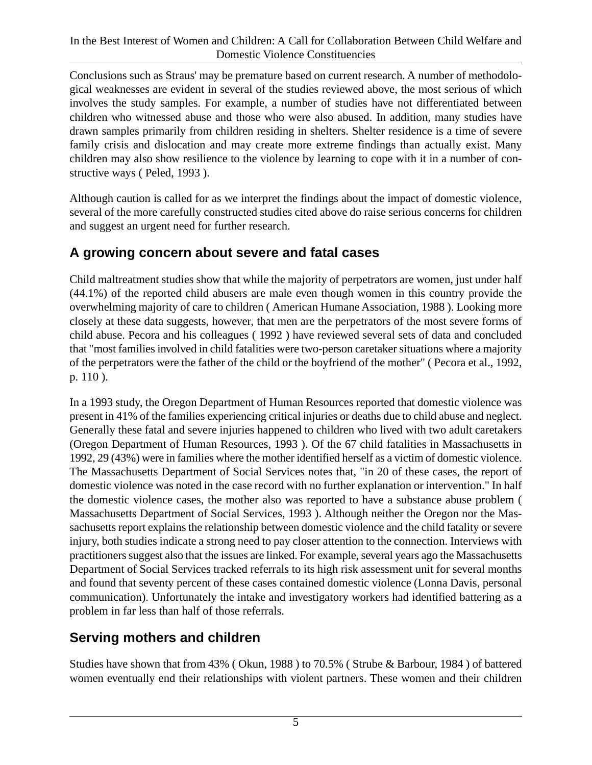Conclusions such as Straus' may be premature based on current research. A number of methodological weaknesses are evident in several of the studies reviewed above, the most serious of which involves the study samples. For example, a number of studies have not differentiated between children who witnessed abuse and those who were also abused. In addition, many studies have drawn samples primarily from children residing in shelters. Shelter residence is a time of severe family crisis and dislocation and may create more extreme findings than actually exist. Many children may also show resilience to the violence by learning to cope with it in a number of constructive ways ( Peled, 1993 ).

Although caution is called for as we interpret the findings about the impact of domestic violence, several of the more carefully constructed studies cited above do raise serious concerns for children and suggest an urgent need for further research.

## A growing concern about severe and fatal cases

Child maltreatment studies show that while the majority of perpetrators are women, just under half (44.1%) of the reported child abusers are male even though women in this country provide the overwhelming majority of care to children ( American Humane Association, 1988 ). Looking more closely at these data suggests, however, that men are the perpetrators of the most severe forms of child abuse. Pecora and his colleagues ( 1992 ) have reviewed several sets of data and concluded that "most families involved in child fatalities were two-person caretaker situations where a majority of the perpetrators were the father of the child or the boyfriend of the mother" ( Pecora et al., 1992, p. 110 ).

In a 1993 study, the Oregon Department of Human Resources reported that domestic violence was present in 41% of the families experiencing critical injuries or deaths due to child abuse and neglect. Generally these fatal and severe injuries happened to children who lived with two adult caretakers (Oregon Department of Human Resources, 1993 ). Of the 67 child fatalities in Massachusetts in 1992, 29 (43%) were in families where the mother identified herself as a victim of domestic violence. The Massachusetts Department of Social Services notes that, "in 20 of these cases, the report of domestic violence was noted in the case record with no further explanation or intervention." In half the domestic violence cases, the mother also was reported to have a substance abuse problem ( Massachusetts Department of Social Services, 1993 ). Although neither the Oregon nor the Massachusetts report explains the relationship between domestic violence and the child fatality or severe injury, both studies indicate a strong need to pay closer attention to the connection. Interviews with practitioners suggest also that the issues are linked. For example, several years ago the Massachusetts Department of Social Services tracked referrals to its high risk assessment unit for several months and found that seventy percent of these cases contained domestic violence (Lonna Davis, personal communication). Unfortunately the intake and investigatory workers had identified battering as a problem in far less than half of those referrals.

## Serving mothers and children

Studies have shown that from 43% ( Okun, 1988 ) to 70.5% ( Strube & Barbour, 1984 ) of battered women eventually end their relationships with violent partners. These women and their children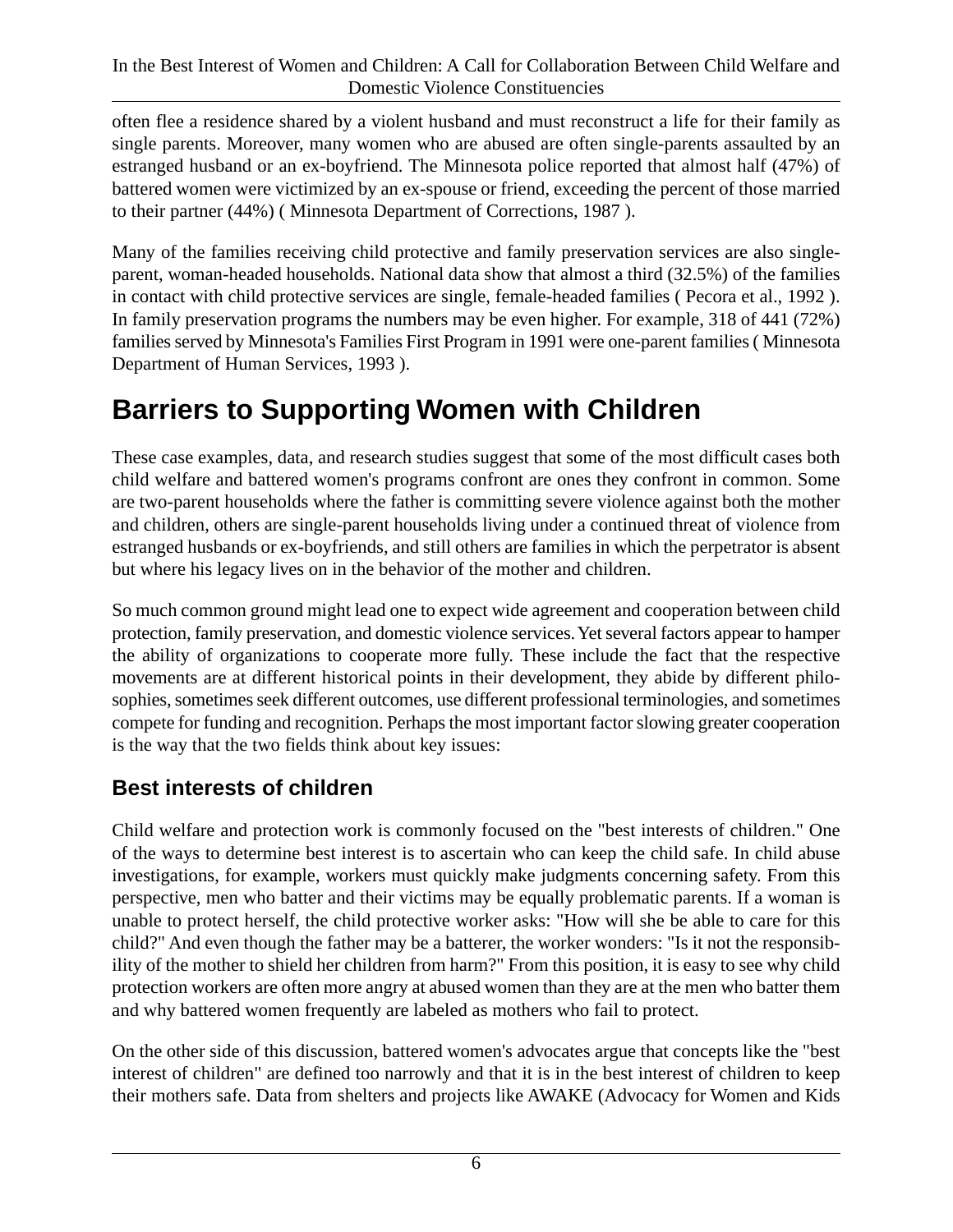often flee a residence shared by a violent husband and must reconstruct a life for their family as single parents. Moreover, many women who are abused are often single-parents assaulted by an estranged husband or an ex-boyfriend. The Minnesota police reported that almost half (47%) of battered women were victimized by an ex-spouse or friend, exceeding the percent of those married to their partner (44%) ( Minnesota Department of Corrections, 1987 ).

Many of the families receiving child protective and family preservation services are also single-parent, woman-headed households. National data show that almost a third (32.5%) of the families in contact with child protective services are single, female-headed families ( Pecora et al., 1992 ). In family preservation programs the numbers may be even higher. For example, 318 of 441 (72%) families served by Minnesota's Families First Program in 1991 were one-parent families ( Minnesota Department of Human Services, 1993 ).

# Barriers to Supporting Women with Children

These case examples, data, and research studies suggest that some of the most difficult cases both child welfare and battered women's programs confront are ones they confront in common. Some are two-parent households where the father is committing severe violence against both the mother and children, others are single-parent households living under a continued threat of violence from estranged husbands or ex-boyfriends, and still others are families in which the perpetrator is absent but where his legacy lives on in the behavior of the mother and children.

So much common ground might lead one to expect wide agreement and cooperation between child protection, family preservation, and domestic violence services. Yet several factors appear to hamper the ability of organizations to cooperate more fully. These include the fact that the respective movements are at different historical points in their development, they abide by different philosophies, sometimes seek different outcomes, use different professional terminologies, and sometimes compete for funding and recognition. Perhaps the most important factor slowing greater cooperation is the way that the two fields think about key issues:

## Best interests of children

Child welfare and protection work is commonly focused on the "best interests of children." One of the ways to determine best interest is to ascertain who can keep the child safe. In child abuse investigations, for example, workers must quickly make judgments concerning safety. From this perspective, men who batter and their victims may be equally problematic parents. If a woman is unable to protect herself, the child protective worker asks: "How will she be able to care for this child?" And even though the father may be a batterer, the worker wonders: "Is it not the responsibility of the mother to shield her children from harm?" From this position, it is easy to see why child protection workers are often more angry at abused women than they are at the men who batter them and why battered women frequently are labeled as mothers who fail to protect.

On the other side of this discussion, battered women's advocates argue that concepts like the "best interest of children" are defined too narrowly and that it is in the best interest of children to keep their mothers safe. Data from shelters and projects like AWAKE (Advocacy for Women and Kids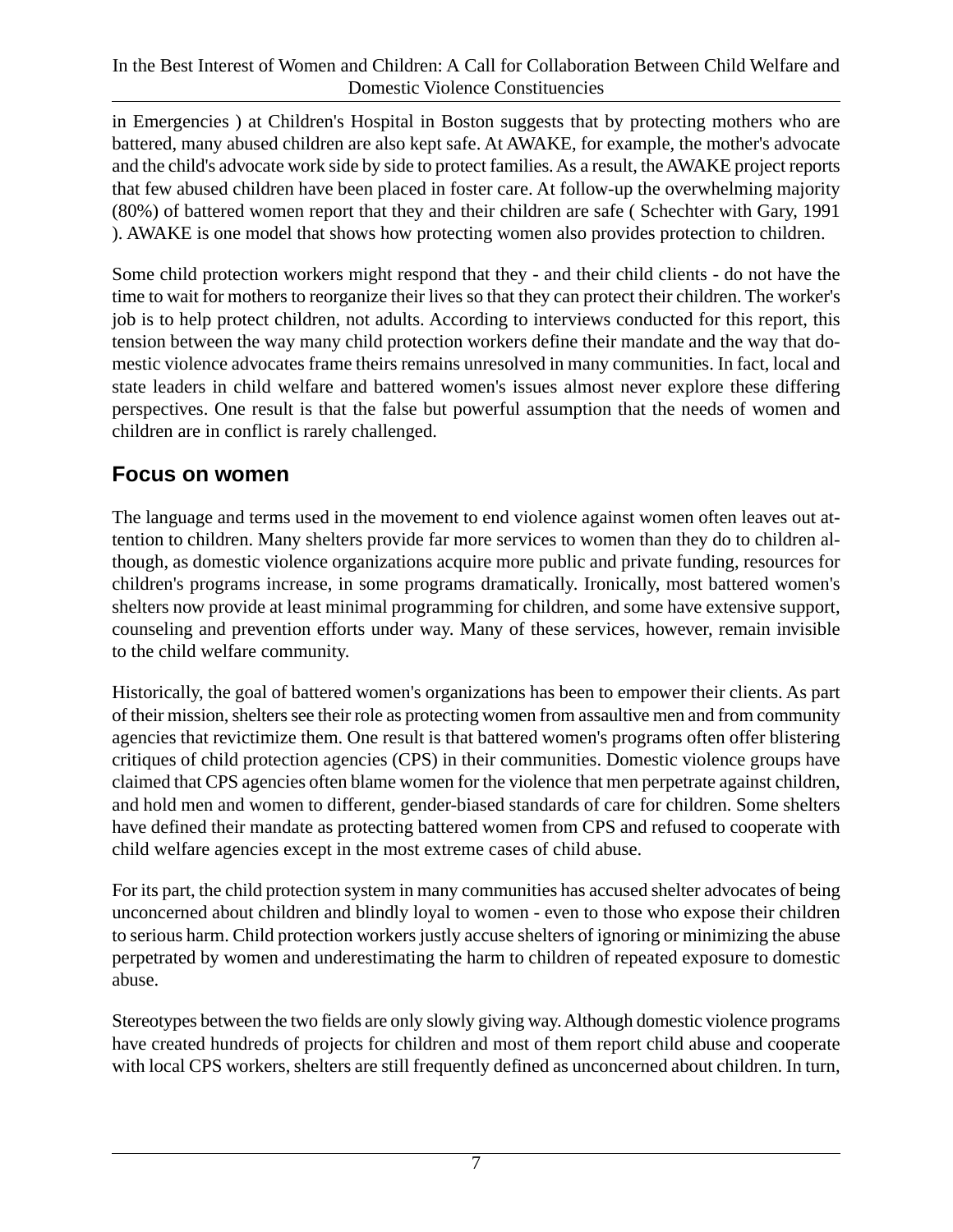in Emergencies ) at Children's Hospital in Boston suggests that by protecting mothers who are battered, many abused children are also kept safe. At AWAKE, for example, the mother's advocate and the child's advocate work side by side to protect families. As a result, the AWAKE project reports that few abused children have been placed in foster care. At follow-up the overwhelming majority (80%) of battered women report that they and their children are safe ( Schechter with Gary, 1991 ). AWAKE is one model that shows how protecting women also provides protection to children.

Some child protection workers might respond that they - and their child clients - do not have the time to wait for mothers to reorganize their lives so that they can protect their children. The worker's job is to help protect children, not adults. According to interviews conducted for this report, this tension between the way many child protection workers define their mandate and the way that domestic violence advocates frame theirs remains unresolved in many communities. In fact, local and state leaders in child welfare and battered women's issues almost never explore these differing perspectives. One result is that the false but powerful assumption that the needs of women and children are in conflict is rarely challenged.

## Focus on women

The language and terms used in the movement to end violence against women often leaves out attention to children. Many shelters provide far more services to women than they do to children although, as domestic violence organizations acquire more public and private funding, resources for children's programs increase, in some programs dramatically. Ironically, most battered women's shelters now provide at least minimal programming for children, and some have extensive support, counseling and prevention efforts under way. Many of these services, however, remain invisible to the child welfare community.

Historically, the goal of battered women's organizations has been to empower their clients. As part of their mission, shelters see their role as protecting women from assaultive men and from community agencies that revictimize them. One result is that battered women's programs often offer blistering critiques of child protection agencies (CPS) in their communities. Domestic violence groups have claimed that CPS agencies often blame women for the violence that men perpetrate against children, and hold men and women to different, gender-biased standards of care for children. Some shelters have defined their mandate as protecting battered women from CPS and refused to cooperate with child welfare agencies except in the most extreme cases of child abuse.

For its part, the child protection system in many communities has accused shelter advocates of being unconcerned about children and blindly loyal to women - even to those who expose their children to serious harm. Child protection workers justly accuse shelters of ignoring or minimizing the abuse perpetrated by women and underestimating the harm to children of repeated exposure to domestic abuse.

Stereotypes between the two fields are only slowly giving way. Although domestic violence programs have created hundreds of projects for children and most of them report child abuse and cooperate with local CPS workers, shelters are still frequently defined as unconcerned about children. In turn,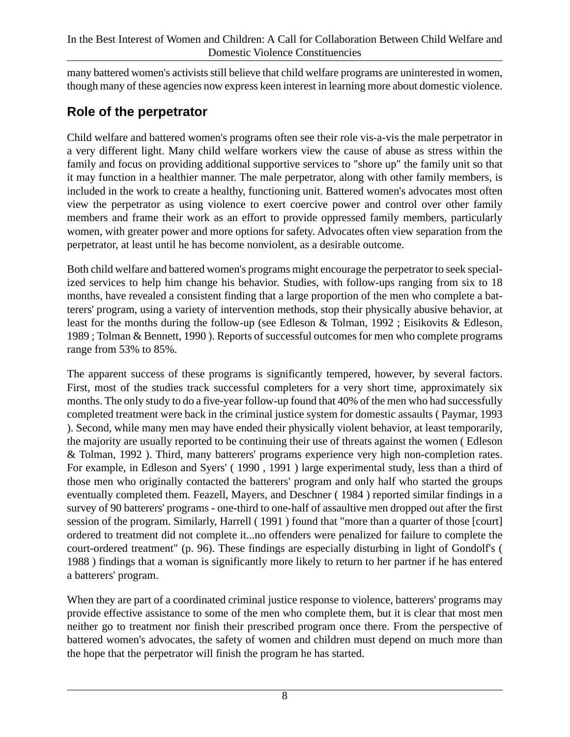many battered women's activists still believe that child welfare programs are uninterested in women, though many of these agencies now express keen interest in learning more about domestic violence.

## Role of the perpetrator

Child welfare and battered women's programs often see their role vis-a-vis the male perpetrator in a very different light. Many child welfare workers view the cause of abuse as stress within the family and focus on providing additional supportive services to "shore up" the family unit so that it may function in a healthier manner. The male perpetrator, along with other family members, is included in the work to create a healthy, functioning unit. Battered women's advocates most often view the perpetrator as using violence to exert coercive power and control over other family members and frame their work as an effort to provide oppressed family members, particularly women, with greater power and more options for safety. Advocates often view separation from the perpetrator, at least until he has become nonviolent, as a desirable outcome.

Both child welfare and battered women's programs might encourage the perpetrator to seek specialized services to help him change his behavior. Studies, with follow-ups ranging from six to 18 months, have revealed a consistent finding that a large proportion of the men who complete a batterers' program, using a variety of intervention methods, stop their physically abusive behavior, at least for the months during the follow-up (see Edleson & Tolman, 1992 ; Eisikovits & Edleson, 1989 ; Tolman & Bennett, 1990 ). Reports of successful outcomes for men who complete programs range from 53% to 85%.

The apparent success of these programs is significantly tempered, however, by several factors. First, most of the studies track successful completers for a very short time, approximately six months. The only study to do a five-year follow-up found that 40% of the men who had successfully completed treatment were back in the criminal justice system for domestic assaults ( Paymar, 1993 ). Second, while many men may have ended their physically violent behavior, at least temporarily, the majority are usually reported to be continuing their use of threats against the women ( Edleson & Tolman, 1992 ). Third, many batterers' programs experience very high non-completion rates. For example, in Edleson and Syers' ( 1990 , 1991 ) large experimental study, less than a third of those men who originally contacted the batterers' program and only half who started the groups eventually completed them. Feazell, Mayers, and Deschner ( 1984 ) reported similar findings in a survey of 90 batterers' programs - one-third to one-half of assaultive men dropped out after the first session of the program. Similarly, Harrell ( 1991 ) found that "more than a quarter of those [court] ordered to treatment did not complete it...no offenders were penalized for failure to complete the court-ordered treatment" (p. 96). These findings are especially disturbing in light of Gondolf's ( 1988 ) findings that a woman is significantly more likely to return to her partner if he has entered a batterers' program.

When they are part of a coordinated criminal justice response to violence, batterers' programs may provide effective assistance to some of the men who complete them, but it is clear that most men neither go to treatment nor finish their prescribed program once there. From the perspective of battered women's advocates, the safety of women and children must depend on much more than the hope that the perpetrator will finish the program he has started.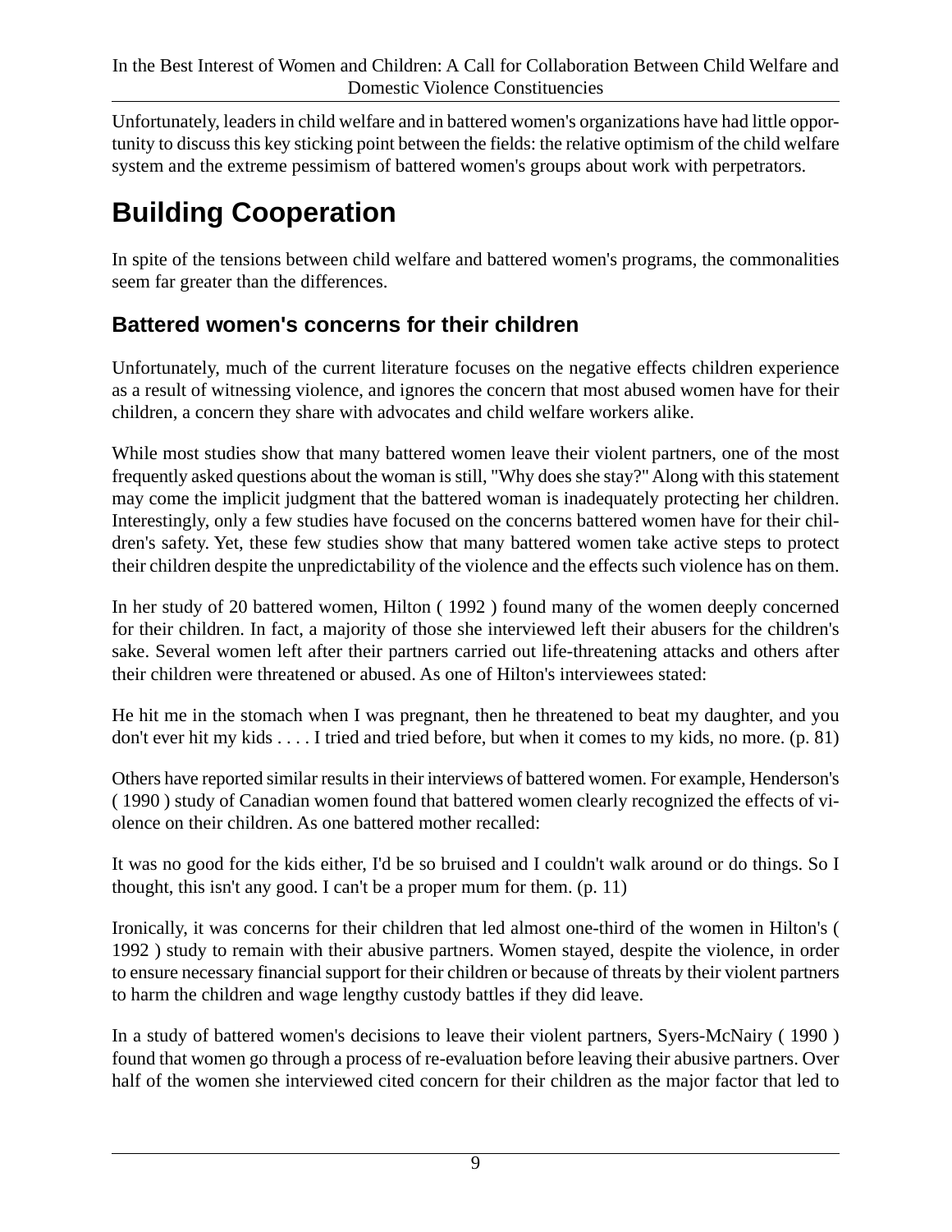Unfortunately, leaders in child welfare and in battered women's organizations have had little opportunity to discuss this key sticking point between the fields: the relative optimism of the child welfare system and the extreme pessimism of battered women's groups about work with perpetrators.

# Building Cooperation

In spite of the tensions between child welfare and battered women's programs, the commonalities seem far greater than the differences.

## Battered women's concerns for their children

Unfortunately, much of the current literature focuses on the negative effects children experience as a result of witnessing violence, and ignores the concern that most abused women have for their children, a concern they share with advocates and child welfare workers alike.

While most studies show that many battered women leave their violent partners, one of the most frequently asked questions about the woman is still, "Why does she stay?" Along with this statement may come the implicit judgment that the battered woman is inadequately protecting her children. Interestingly, only a few studies have focused on the concerns battered women have for their children's safety. Yet, these few studies show that many battered women take active steps to protect their children despite the unpredictability of the violence and the effects such violence has on them.

In her study of 20 battered women, Hilton ( 1992 ) found many of the women deeply concerned for their children. In fact, a majority of those she interviewed left their abusers for the children's sake. Several women left after their partners carried out life-threatening attacks and others after their children were threatened or abused. As one of Hilton's interviewees stated:

He hit me in the stomach when I was pregnant, then he threatened to beat my daughter, and you don't ever hit my kids . . . . I tried and tried before, but when it comes to my kids, no more. (p. 81)

Others have reported similar results in their interviews of battered women. For example, Henderson's ( 1990 ) study of Canadian women found that battered women clearly recognized the effects of violence on their children. As one battered mother recalled:

It was no good for the kids either, I'd be so bruised and I couldn't walk around or do things. So I thought, this isn't any good. I can't be a proper mum for them. (p. 11)

Ironically, it was concerns for their children that led almost one-third of the women in Hilton's ( 1992 ) study to remain with their abusive partners. Women stayed, despite the violence, in order to ensure necessary financial support for their children or because of threats by their violent partners to harm the children and wage lengthy custody battles if they did leave.

In a study of battered women's decisions to leave their violent partners, Syers-McNairy ( 1990 ) found that women go through a process of re-evaluation before leaving their abusive partners. Over half of the women she interviewed cited concern for their children as the major factor that led to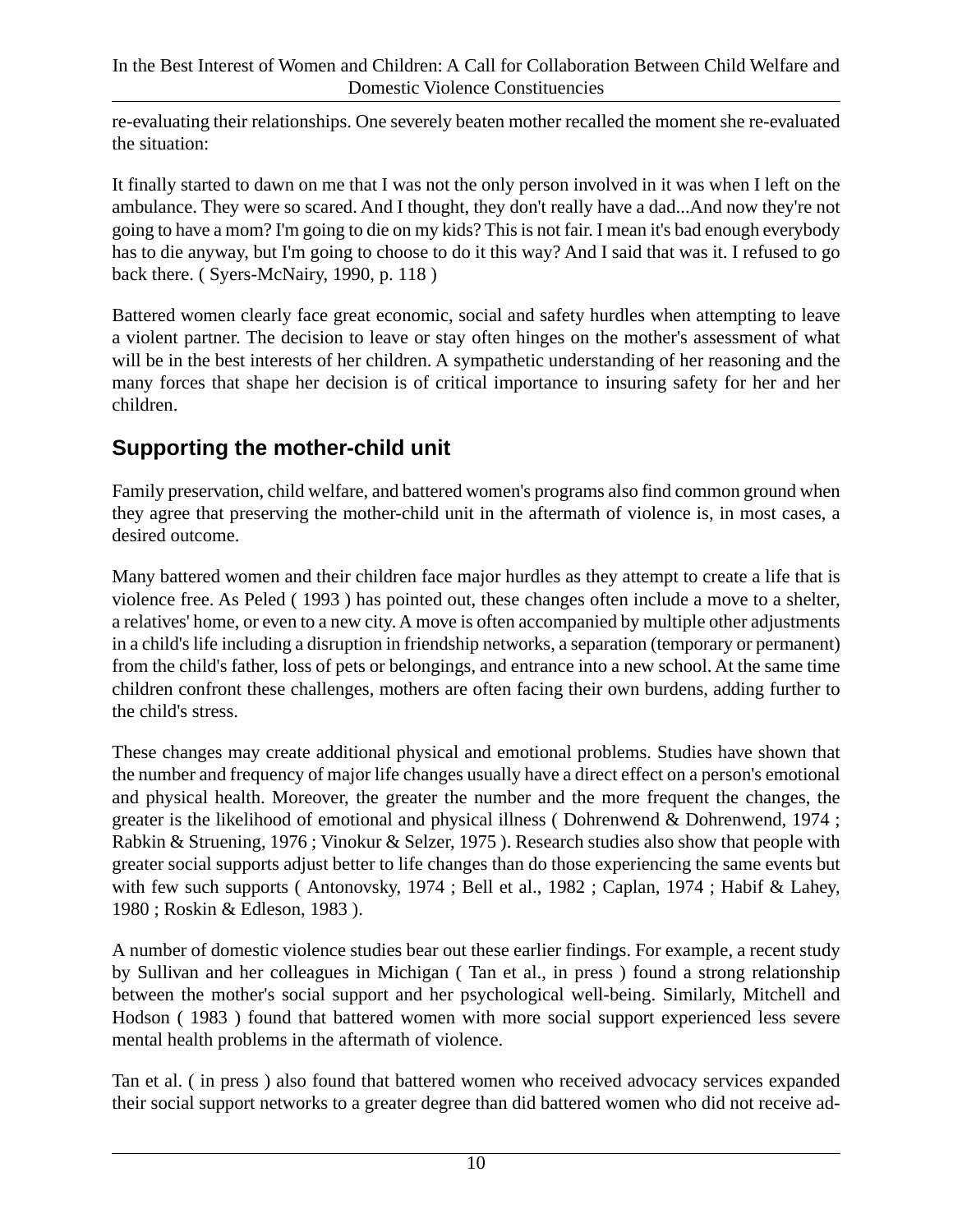re-evaluating their relationships. One severely beaten mother recalled the moment she re-evaluated the situation:

It finally started to dawn on me that I was not the only person involved in it was when I left on the ambulance. They were so scared. And I thought, they don't really have a dad...And now they're not going to have a mom? I'm going to die on my kids? This is not fair. I mean it's bad enough everybody has to die anyway, but I'm going to choose to do it this way? And I said that was it. I refused to go back there. ( Syers-McNairy, 1990, p. 118 )

Battered women clearly face great economic, social and safety hurdles when attempting to leave a violent partner. The decision to leave or stay often hinges on the mother's assessment of what will be in the best interests of her children. A sympathetic understanding of her reasoning and the many forces that shape her decision is of critical importance to insuring safety for her and her children.

## Supporting the mother-child unit

Family preservation, child welfare, and battered women's programs also find common ground when they agree that preserving the mother-child unit in the aftermath of violence is, in most cases, a desired outcome.

Many battered women and their children face major hurdles as they attempt to create a life that is violence free. As Peled ( 1993 ) has pointed out, these changes often include a move to a shelter, a relatives' home, or even to a new city. A move is often accompanied by multiple other adjustments in a child's life including a disruption in friendship networks, a separation (temporary or permanent) from the child's father, loss of pets or belongings, and entrance into a new school. At the same time children confront these challenges, mothers are often facing their own burdens, adding further to the child's stress.

These changes may create additional physical and emotional problems. Studies have shown that the number and frequency of major life changes usually have a direct effect on a person's emotional and physical health. Moreover, the greater the number and the more frequent the changes, the greater is the likelihood of emotional and physical illness ( Dohrenwend & Dohrenwend, 1974 ; Rabkin & Struening, 1976 ; Vinokur & Selzer, 1975 ). Research studies also show that people with greater social supports adjust better to life changes than do those experiencing the same events but with few such supports ( Antonovsky, 1974 ; Bell et al., 1982 ; Caplan, 1974 ; Habif & Lahey, 1980 ; Roskin & Edleson, 1983 ).

A number of domestic violence studies bear out these earlier findings. For example, a recent study by Sullivan and her colleagues in Michigan ( Tan et al., in press ) found a strong relationship between the mother's social support and her psychological well-being. Similarly, Mitchell and Hodson ( 1983 ) found that battered women with more social support experienced less severe mental health problems in the aftermath of violence.

Tan et al. ( in press ) also found that battered women who received advocacy services expanded their social support networks to a greater degree than did battered women who did not receive ad-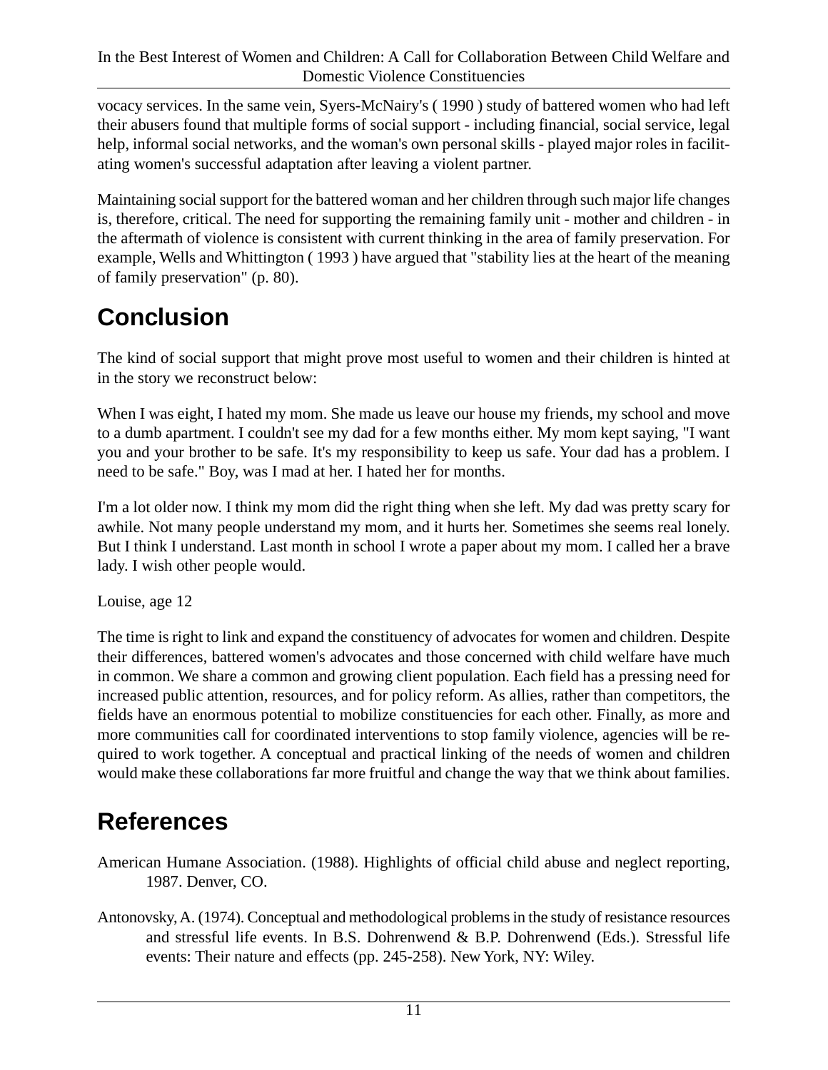vocacy services. In the same vein, Syers-McNairy's ( 1990 ) study of battered women who had left their abusers found that multiple forms of social support - including financial, social service, legal help, informal social networks, and the woman's own personal skills - played major roles in facilitating women's successful adaptation after leaving a violent partner.

Maintaining social support for the battered woman and her children through such major life changes is, therefore, critical. The need for supporting the remaining family unit - mother and children - in the aftermath of violence is consistent with current thinking in the area of family preservation. For example, Wells and Whittington ( 1993 ) have argued that "stability lies at the heart of the meaning of family preservation" (p. 80).

# Conclusion

The kind of social support that might prove most useful to women and their children is hinted at in the story we reconstruct below:

When I was eight, I hated my mom. She made us leave our house my friends, my school and move to a dumb apartment. I couldn't see my dad for a few months either. My mom kept saying, "I want you and your brother to be safe. It's my responsibility to keep us safe. Your dad has a problem. I need to be safe." Boy, was I mad at her. I hated her for months.

I'm a lot older now. I think my mom did the right thing when she left. My dad was pretty scary for awhile. Not many people understand my mom, and it hurts her. Sometimes she seems real lonely. But I think I understand. Last month in school I wrote a paper about my mom. I called her a brave lady. I wish other people would.

Louise, age 12

The time is right to link and expand the constituency of advocates for women and children. Despite their differences, battered women's advocates and those concerned with child welfare have much in common. We share a common and growing client population. Each field has a pressing need for increased public attention, resources, and for policy reform. As allies, rather than competitors, the fields have an enormous potential to mobilize constituencies for each other. Finally, as more and more communities call for coordinated interventions to stop family violence, agencies will be required to work together. A conceptual and practical linking of the needs of women and children would make these collaborations far more fruitful and change the way that we think about families.

# References

American Humane Association. (1988). Highlights of official child abuse and neglect reporting, 1987. Denver, CO.

Antonovsky, A. (1974). Conceptual and methodological problems in the study of resistance resources and stressful life events. In B.S. Dohrenwend & B.P. Dohrenwend (Eds.). Stressful life events: Their nature and effects (pp. 245-258). New York, NY: Wiley.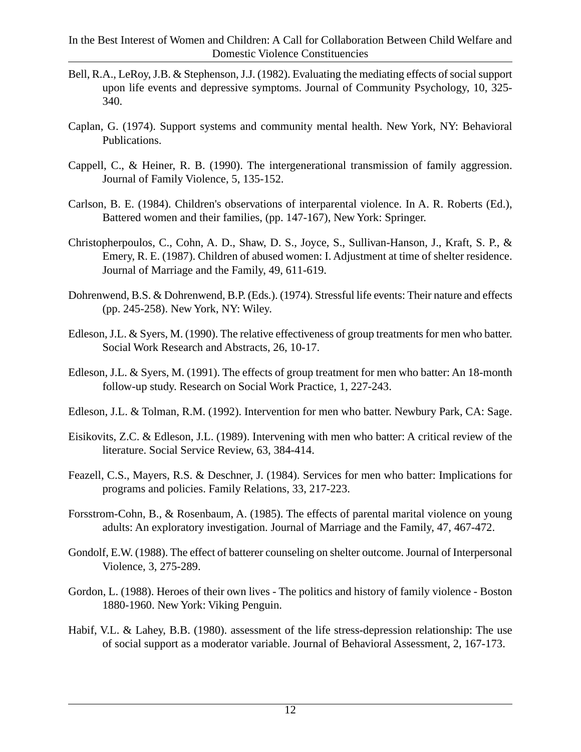Bell, R.A., LeRoy, J.B. & Stephenson, J.J. (1982). Evaluating the mediating effects of social support upon life events and depressive symptoms. Journal of Community Psychology, 10, 325-340.

Caplan, G. (1974). Support systems and community mental health. New York, NY: Behavioral Publications.

Cappell, C., & Heiner, R. B. (1990). The intergenerational transmission of family aggression. Journal of Family Violence, 5, 135-152.

Carlson, B. E. (1984). Children's observations of interparental violence. In A. R. Roberts (Ed.), Battered women and their families, (pp. 147-167), New York: Springer.

Christopherpoulos, C., Cohn, A. D., Shaw, D. S., Joyce, S., Sullivan-Hanson, J., Kraft, S. P., & Emery, R. E. (1987). Children of abused women: I. Adjustment at time of shelter residence. Journal of Marriage and the Family, 49, 611-619.

Dohrenwend, B.S. & Dohrenwend, B.P. (Eds.). (1974). Stressful life events: Their nature and effects (pp. 245-258). New York, NY: Wiley.

Edleson, J.L. & Syers, M. (1990). The relative effectiveness of group treatments for men who batter. Social Work Research and Abstracts, 26, 10-17.

Edleson, J.L. & Syers, M. (1991). The effects of group treatment for men who batter: An 18-month follow-up study. Research on Social Work Practice, 1, 227-243.

Edleson, J.L. & Tolman, R.M. (1992). Intervention for men who batter. Newbury Park, CA: Sage.

Eisikovits, Z.C. & Edleson, J.L. (1989). Intervening with men who batter: A critical review of the literature. Social Service Review, 63, 384-414.

Feazell, C.S., Mayers, R.S. & Deschner, J. (1984). Services for men who batter: Implications for programs and policies. Family Relations, 33, 217-223.

Forsstrom-Cohn, B., & Rosenbaum, A. (1985). The effects of parental marital violence on young adults: An exploratory investigation. Journal of Marriage and the Family, 47, 467-472.

Gondolf, E.W. (1988). The effect of batterer counseling on shelter outcome. Journal of Interpersonal Violence, 3, 275-289.

Gordon, L. (1988). Heroes of their own lives - The politics and history of family violence - Boston 1880-1960. New York: Viking Penguin.

Habif, V.L. & Lahey, B.B. (1980). assessment of the life stress-depression relationship: The use of social support as a moderator variable. Journal of Behavioral Assessment, 2, 167-173.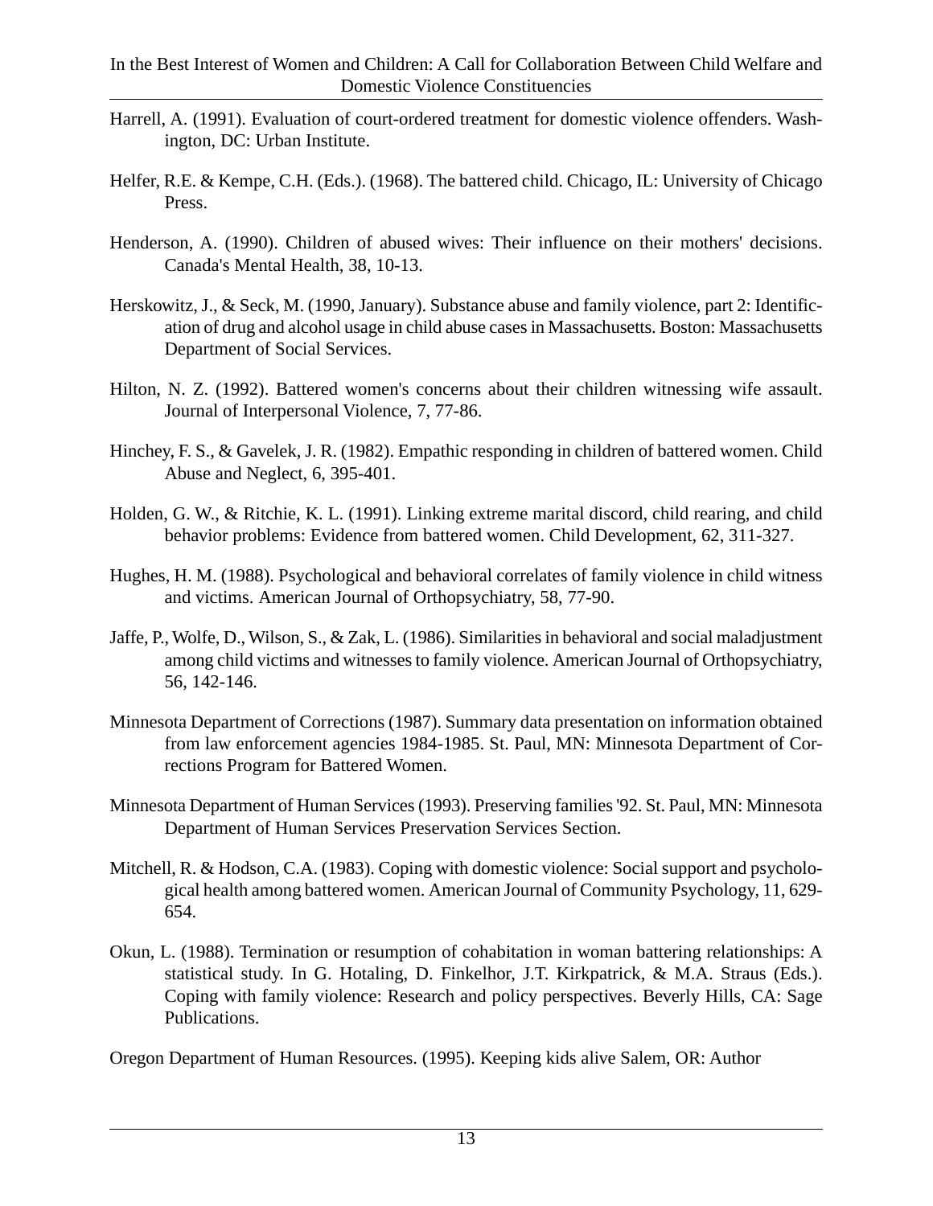Harrell, A. (1991). Evaluation of court-ordered treatment for domestic violence offenders. Washington, DC: Urban Institute.

Helfer, R.E. & Kempe, C.H. (Eds.). (1968). The battered child. Chicago, IL: University of Chicago Press.

Henderson, A. (1990). Children of abused wives: Their influence on their mothers' decisions. Canada's Mental Health, 38, 10-13.

Herskowitz, J., & Seck, M. (1990, January). Substance abuse and family violence, part 2: Identification of drug and alcohol usage in child abuse cases in Massachusetts. Boston: Massachusetts Department of Social Services.

Hilton, N. Z. (1992). Battered women's concerns about their children witnessing wife assault. Journal of Interpersonal Violence, 7, 77-86.

Hinchey, F. S., & Gavelek, J. R. (1982). Empathic responding in children of battered women. Child Abuse and Neglect, 6, 395-401.

Holden, G. W., & Ritchie, K. L. (1991). Linking extreme marital discord, child rearing, and child behavior problems: Evidence from battered women. Child Development, 62, 311-327.

Hughes, H. M. (1988). Psychological and behavioral correlates of family violence in child witness and victims. American Journal of Orthopsychiatry, 58, 77-90.

Jaffe, P., Wolfe, D., Wilson, S., & Zak, L. (1986). Similarities in behavioral and social maladjustment among child victims and witnesses to family violence. American Journal of Orthopsychiatry, 56, 142-146.

Minnesota Department of Corrections (1987). Summary data presentation on information obtained from law enforcement agencies 1984-1985. St. Paul, MN: Minnesota Department of Corrections Program for Battered Women.

Minnesota Department of Human Services (1993). Preserving families '92. St. Paul, MN: Minnesota Department of Human Services Preservation Services Section.

Mitchell, R. & Hodson, C.A. (1983). Coping with domestic violence: Social support and psychological health among battered women. American Journal of Community Psychology, 11, 629-654.

Okun, L. (1988). Termination or resumption of cohabitation in woman battering relationships: A statistical study. In G. Hotaling, D. Finkelhor, J.T. Kirkpatrick, & M.A. Straus (Eds.). Coping with family violence: Research and policy perspectives. Beverly Hills, CA: Sage Publications.

Oregon Department of Human Resources. (1995). Keeping kids alive Salem, OR: Author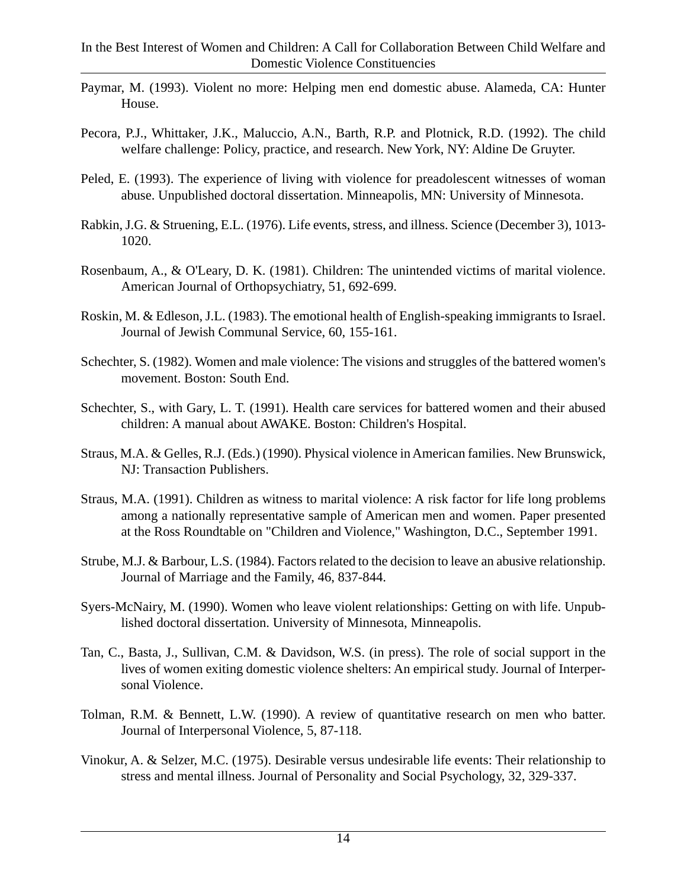Paymar, M. (1993). Violent no more: Helping men end domestic abuse. Alameda, CA: Hunter House.

Pecora, P.J., Whittaker, J.K., Maluccio, A.N., Barth, R.P. and Plotnick, R.D. (1992). The child welfare challenge: Policy, practice, and research. New York, NY: Aldine De Gruyter.

Peled, E. (1993). The experience of living with violence for preadolescent witnesses of woman abuse. Unpublished doctoral dissertation. Minneapolis, MN: University of Minnesota.

Rabkin, J.G. & Struening, E.L. (1976). Life events, stress, and illness. Science (December 3), 1013-1020.

Rosenbaum, A., & O'Leary, D. K. (1981). Children: The unintended victims of marital violence. American Journal of Orthopsychiatry, 51, 692-699.

Roskin, M. & Edleson, J.L. (1983). The emotional health of English-speaking immigrants to Israel. Journal of Jewish Communal Service, 60, 155-161.

Schechter, S. (1982). Women and male violence: The visions and struggles of the battered women's movement. Boston: South End.

Schechter, S., with Gary, L. T. (1991). Health care services for battered women and their abused children: A manual about AWAKE. Boston: Children's Hospital.

Straus, M.A. & Gelles, R.J. (Eds.) (1990). Physical violence in American families. New Brunswick, NJ: Transaction Publishers.

Straus, M.A. (1991). Children as witness to marital violence: A risk factor for life long problems among a nationally representative sample of American men and women. Paper presented at the Ross Roundtable on "Children and Violence," Washington, D.C., September 1991.

Strube, M.J. & Barbour, L.S. (1984). Factors related to the decision to leave an abusive relationship. Journal of Marriage and the Family, 46, 837-844.

Syers-McNairy, M. (1990). Women who leave violent relationships: Getting on with life. Unpublished doctoral dissertation. University of Minnesota, Minneapolis.

Tan, C., Basta, J., Sullivan, C.M. & Davidson, W.S. (in press). The role of social support in the lives of women exiting domestic violence shelters: An empirical study. Journal of Interpersonal Violence.

Tolman, R.M. & Bennett, L.W. (1990). A review of quantitative research on men who batter. Journal of Interpersonal Violence, 5, 87-118.

Vinokur, A. & Selzer, M.C. (1975). Desirable versus undesirable life events: Their relationship to stress and mental illness. Journal of Personality and Social Psychology, 32, 329-337.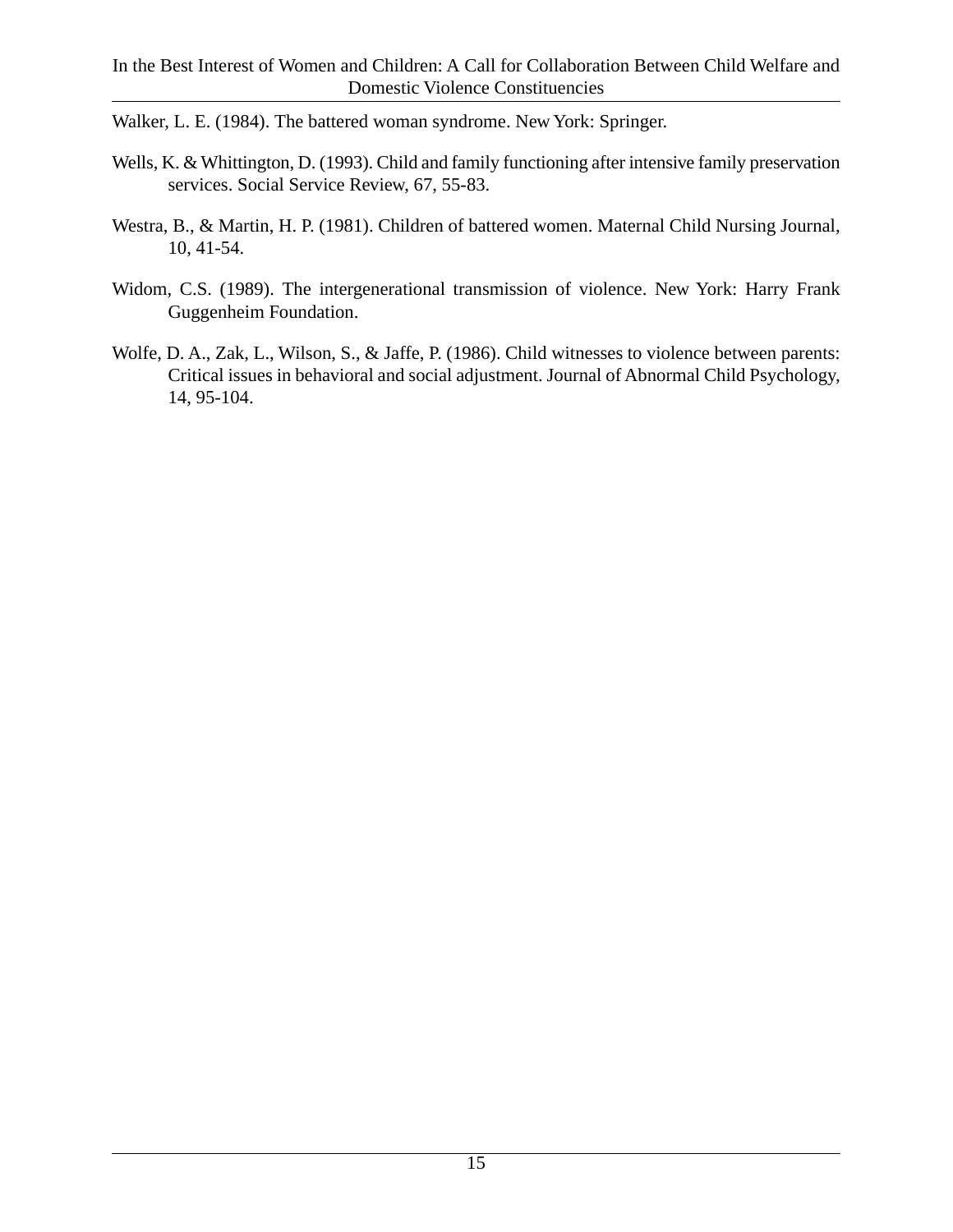Walker, L. E. (1984). The battered woman syndrome. New York: Springer.

Wells, K. & Whittington, D. (1993). Child and family functioning after intensive family preservation services. Social Service Review, 67, 55-83.

Westra, B., & Martin, H. P. (1981). Children of battered women. Maternal Child Nursing Journal, 10, 41-54.

Widom, C.S. (1989). The intergenerational transmission of violence. New York: Harry Frank Guggenheim Foundation.

Wolfe, D. A., Zak, L., Wilson, S., & Jaffe, P. (1986). Child witnesses to violence between parents: Critical issues in behavioral and social adjustment. Journal of Abnormal Child Psychology, 14, 95-104.